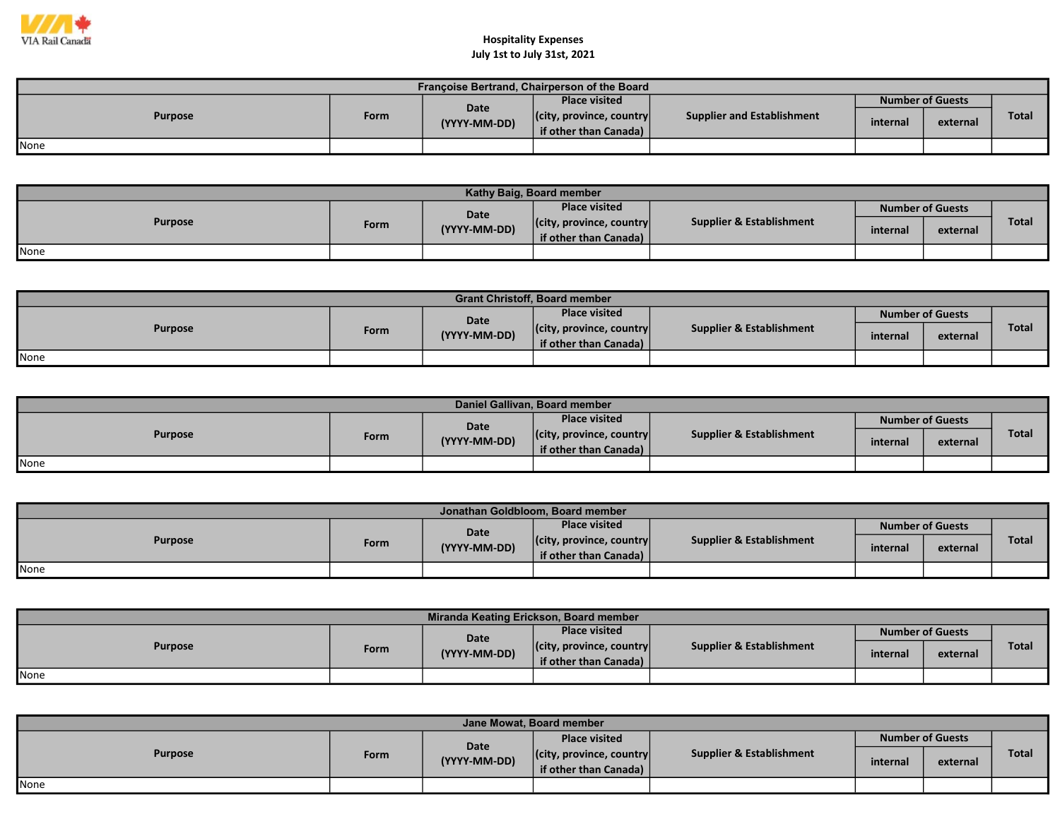VIA Rail Canada

**Hospitality Expenses**
**July 1st to July 31st, 2021**

| Françoise Bertrand, Chairperson of the Board | | | | | | | |
|---|---|---|---|---|---|---|---|
| Purpose | Form | Date (YYYY-MM-DD) | Place visited (city, province, country if other than Canada) | Supplier and Establishment | Number of Guests | | Total |
| | | | | | internal | external | |
| None | | | | | | | |

| Kathy Baig, Board member | | | | | | | |
|---|---|---|---|---|---|---|---|
| Purpose | Form | Date (YYYY-MM-DD) | Place visited (city, province, country if other than Canada) | Supplier & Establishment | Number of Guests | | Total |
| | | | | | internal | external | |
| None | | | | | | | |

| Grant Christoff, Board member | | | | | | | |
|---|---|---|---|---|---|---|---|
| Purpose | Form | Date (YYYY-MM-DD) | Place visited (city, province, country if other than Canada) | Supplier & Establishment | Number of Guests | | Total |
| | | | | | internal | external | |
| None | | | | | | | |

| Daniel Gallivan, Board member | | | | | | | |
|---|---|---|---|---|---|---|---|
| Purpose | Form | Date (YYYY-MM-DD) | Place visited (city, province, country if other than Canada) | Supplier & Establishment | Number of Guests | | Total |
| | | | | | internal | external | |
| None | | | | | | | |

| Jonathan Goldbloom, Board member | | | | | | | |
|---|---|---|---|---|---|---|---|
| Purpose | Form | Date (YYYY-MM-DD) | Place visited (city, province, country if other than Canada) | Supplier & Establishment | Number of Guests | | Total |
| | | | | | internal | external | |
| None | | | | | | | |

| Miranda Keating Erickson, Board member | | | | | | | |
|---|---|---|---|---|---|---|---|
| Purpose | Form | Date (YYYY-MM-DD) | Place visited (city, province, country if other than Canada) | Supplier & Establishment | Number of Guests | | Total |
| | | | | | internal | external | |
| None | | | | | | | |

| Jane Mowat, Board member | | | | | | | |
|---|---|---|---|---|---|---|---|
| Purpose | Form | Date (YYYY-MM-DD) | Place visited (city, province, country if other than Canada) | Supplier & Establishment | Number of Guests | | Total |
| | | | | | internal | external | |
| None | | | | | | | |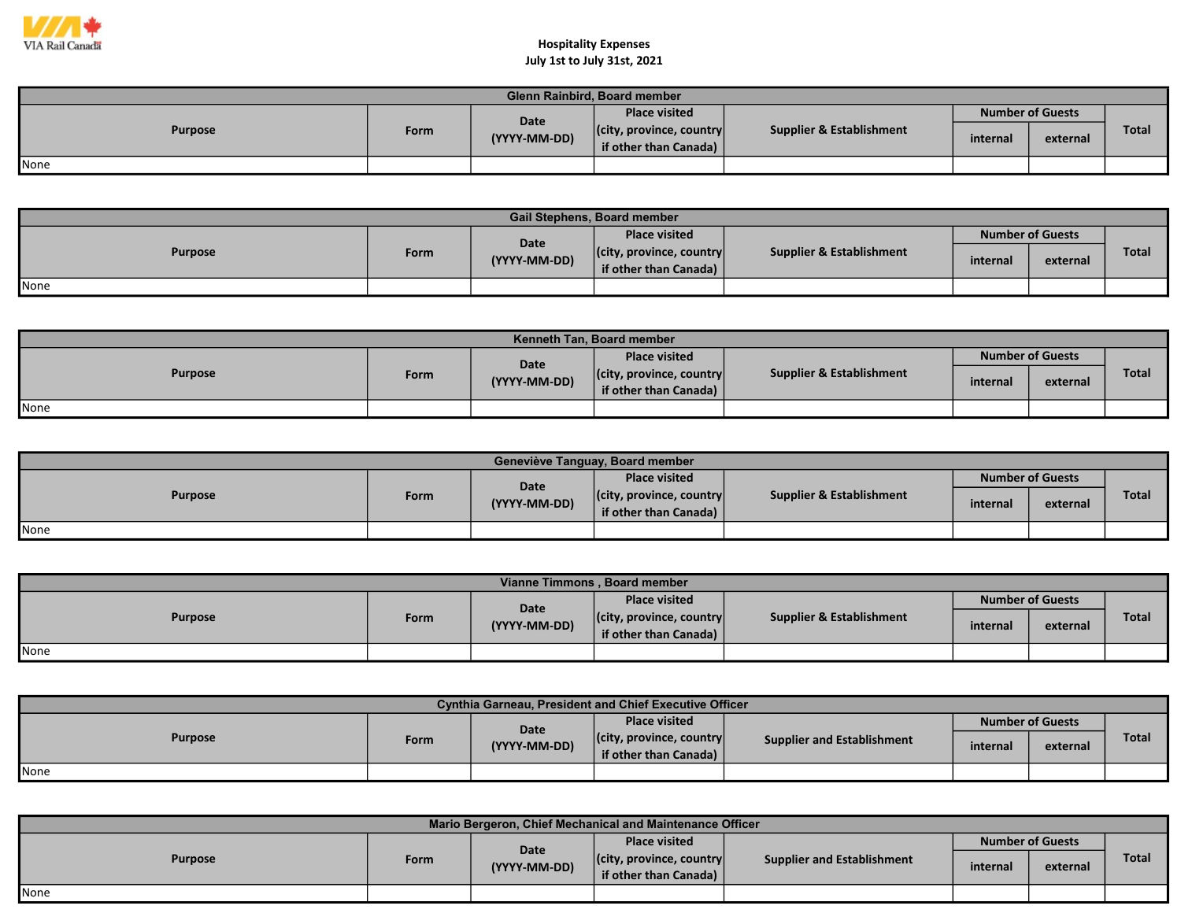VIA Rail Canada

Hospitality Expenses
July 1st to July 31st, 2021

| Glenn Rainbird, Board member | | | | | | | |
|---|---|---|---|---|---|---|---|
| Purpose | Form | Date (YYYY-MM-DD) | Place visited (city, province, country if other than Canada) | Supplier & Establishment | Number of Guests | | Total |
| | | | | | internal | external | |
| None | | | | | | | |

| Gail Stephens, Board member | | | | | | | |
|---|---|---|---|---|---|---|---|
| Purpose | Form | Date (YYYY-MM-DD) | Place visited (city, province, country if other than Canada) | Supplier & Establishment | Number of Guests | | Total |
| | | | | | internal | external | |
| None | | | | | | | |

| Kenneth Tan, Board member | | | | | | | |
|---|---|---|---|---|---|---|---|
| Purpose | Form | Date (YYYY-MM-DD) | Place visited (city, province, country if other than Canada) | Supplier & Establishment | Number of Guests | | Total |
| | | | | | internal | external | |
| None | | | | | | | |

| Geneviève Tanguay, Board member | | | | | | | |
|---|---|---|---|---|---|---|---|
| Purpose | Form | Date (YYYY-MM-DD) | Place visited (city, province, country if other than Canada) | Supplier & Establishment | Number of Guests | | Total |
| | | | | | internal | external | |
| None | | | | | | | |

| Vianne Timmons , Board member | | | | | | | |
|---|---|---|---|---|---|---|---|
| Purpose | Form | Date (YYYY-MM-DD) | Place visited (city, province, country if other than Canada) | Supplier & Establishment | Number of Guests | | Total |
| | | | | | internal | external | |
| None | | | | | | | |

| Cynthia Garneau, President and Chief Executive Officer | | | | | | | |
|---|---|---|---|---|---|---|---|
| Purpose | Form | Date (YYYY-MM-DD) | Place visited (city, province, country if other than Canada) | Supplier and Establishment | Number of Guests | | Total |
| | | | | | internal | external | |
| None | | | | | | | |

| Mario Bergeron, Chief Mechanical and Maintenance Officer | | | | | | | |
|---|---|---|---|---|---|---|---|
| Purpose | Form | Date (YYYY-MM-DD) | Place visited (city, province, country if other than Canada) | Supplier and Establishment | Number of Guests | | Total |
| | | | | | internal | external | |
| None | | | | | | | |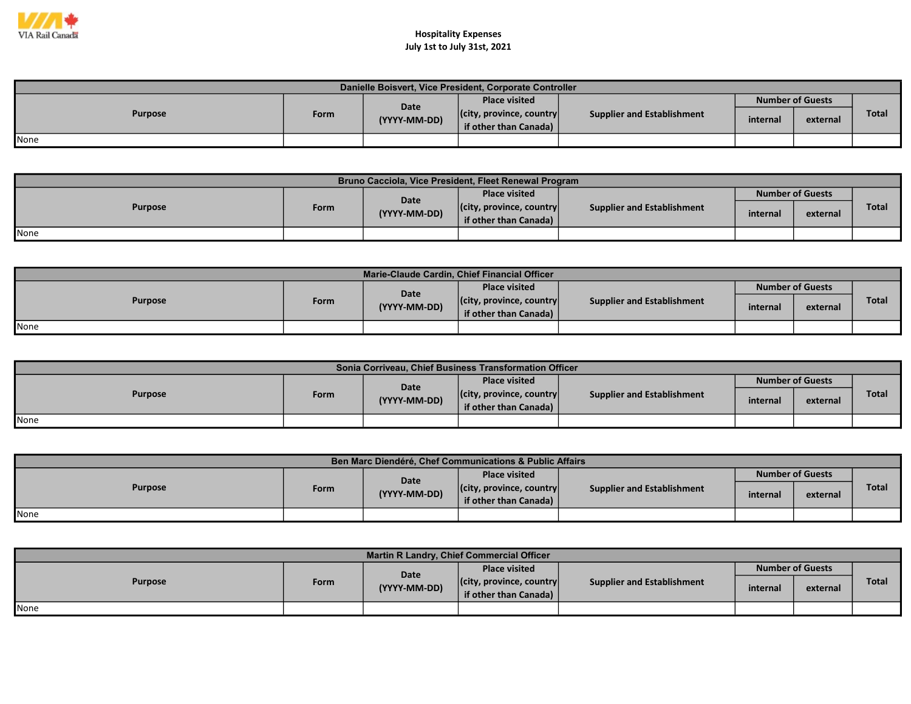VIA Rail Canada

# Hospitality Expenses
## July 1st to July 31st, 2021

| Danielle Boisvert, Vice President, Corporate Controller | | | | | | | |
|---|---|---|---|---|---|---|---|
| Purpose | Form | Date (YYYY-MM-DD) | Place visited (city, province, country if other than Canada) | Supplier and Establishment | Number of Guests | | Total |
| | | | | | internal | external | |
| None | | | | | | | |

| Bruno Cacciola, Vice President, Fleet Renewal Program | | | | | | | |
|---|---|---|---|---|---|---|---|
| Purpose | Form | Date (YYYY-MM-DD) | Place visited (city, province, country if other than Canada) | Supplier and Establishment | Number of Guests | | Total |
| | | | | | internal | external | |
| None | | | | | | | |

| Marie-Claude Cardin, Chief Financial Officer | | | | | | | |
|---|---|---|---|---|---|---|---|
| Purpose | Form | Date (YYYY-MM-DD) | Place visited (city, province, country if other than Canada) | Supplier and Establishment | Number of Guests | | Total |
| | | | | | internal | external | |
| None | | | | | | | |

| Sonia Corriveau, Chief Business Transformation Officer | | | | | | | |
|---|---|---|---|---|---|---|---|
| Purpose | Form | Date (YYYY-MM-DD) | Place visited (city, province, country if other than Canada) | Supplier and Establishment | Number of Guests | | Total |
| | | | | | internal | external | |
| None | | | | | | | |

| Ben Marc Diendéré, Chef Communications & Public Affairs | | | | | | | |
|---|---|---|---|---|---|---|---|
| Purpose | Form | Date (YYYY-MM-DD) | Place visited (city, province, country if other than Canada) | Supplier and Establishment | Number of Guests | | Total |
| | | | | | internal | external | |
| None | | | | | | | |

| Martin R Landry, Chief Commercial Officer | | | | | | | |
|---|---|---|---|---|---|---|---|
| Purpose | Form | Date (YYYY-MM-DD) | Place visited (city, province, country if other than Canada) | Supplier and Establishment | Number of Guests | | Total |
| | | | | | internal | external | |
| None | | | | | | | |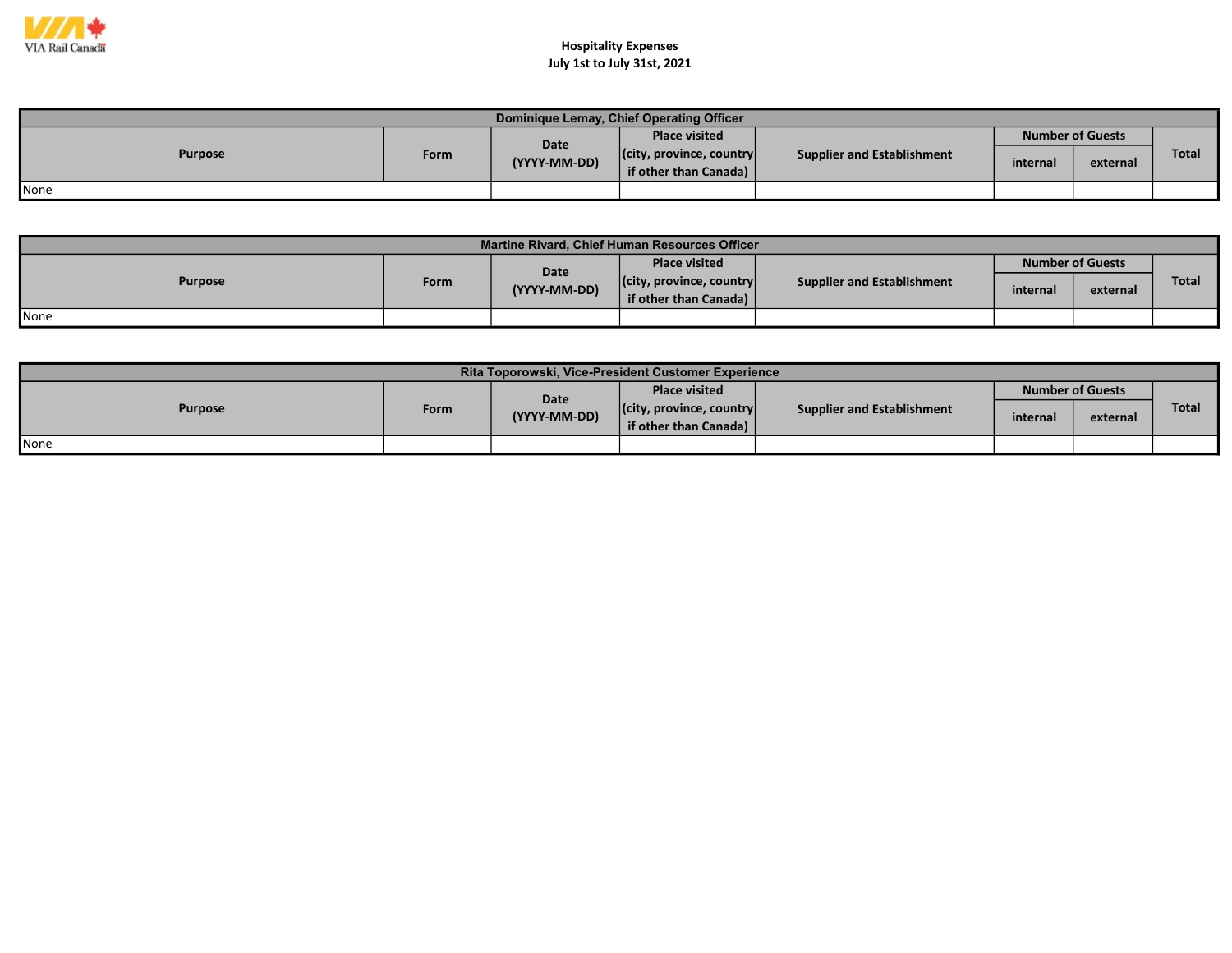**Hospitality Expenses**
**July 1st to July 31st, 2021**

| Dominique Lemay, Chief Operating Officer | | | | | | | |
|---|---|---|---|---|---|---|---|
| Purpose | Form | Date (YYYY-MM-DD) | Place visited (city, province, country if other than Canada) | Supplier and Establishment | Number of Guests | | Total |
| | | | | | internal | external | |
| None | | | | | | | |

| Martine Rivard, Chief Human Resources Officer | | | | | | | |
|---|---|---|---|---|---|---|---|
| Purpose | Form | Date (YYYY-MM-DD) | Place visited (city, province, country if other than Canada) | Supplier and Establishment | Number of Guests | | Total |
| | | | | | internal | external | |
| None | | | | | | | |

| Rita Toporowski, Vice-President Customer Experience | | | | | | | |
|---|---|---|---|---|---|---|---|
| Purpose | Form | Date (YYYY-MM-DD) | Place visited (city, province, country if other than Canada) | Supplier and Establishment | Number of Guests | | Total |
| | | | | | internal | external | |
| None | | | | | | | |